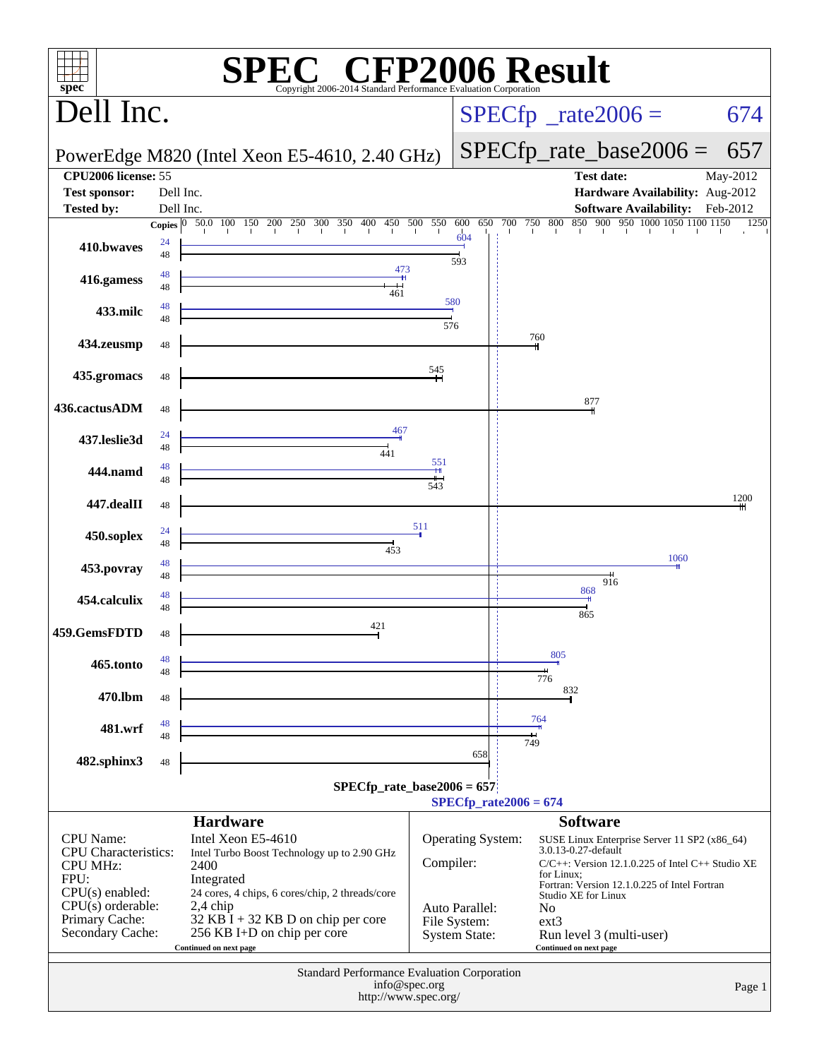# SPEC CFP2006 Result

Copyright 2006-2014 Standard Performance Evaluation Corporation

## Dell Inc.

PowerEdge M820 (Intel Xeon E5-4610, 2.40 GHz)

SPECfp_rate2006 = 674

SPECfp_rate_base2006 = 657

| | | | |
|---|---|---|---|
| **CPU2006 license:** | 55 | **Test date:** | May-2012 |
| **Test sponsor:** | Dell Inc. | **Hardware Availability:** | Aug-2012 |
| **Tested by:** | Dell Inc. | **Software Availability:** | Feb-2012 |

| Benchmark | Copies (peak) | Peak | Copies (base) | Base |
|---|---|---|---|---|
| 410.bwaves | 24 | 604 | 48 | 593 |
| 416.gamess | 48 | 473 | 48 | 461 |
| 433.milc | 48 | 580 | 48 | 576 |
| 434.zeusmp | | | 48 | 760 |
| 435.gromacs | | | 48 | 545 |
| 436.cactusADM | | | 48 | 877 |
| 437.leslie3d | 24 | 467 | 48 | 441 |
| 444.namd | 48 | 551 | 48 | 543 |
| 447.dealII | | | 48 | 1200 |
| 450.soplex | 24 | 511 | 48 | 453 |
| 453.povray | 48 | 1060 | 48 | 916 |
| 454.calculix | 48 | 868 | 48 | 865 |
| 459.GemsFDTD | | | 48 | 421 |
| 465.tonto | 48 | 805 | 48 | 776 |
| 470.lbm | | | 48 | 832 |
| 481.wrf | 48 | 764 | 48 | 749 |
| 482.sphinx3 | | | 48 | 658 |

SPECfp_rate_base2006 = 657

SPECfp_rate2006 = 674

### Hardware

| | |
|---|---|
| CPU Name: | Intel Xeon E5-4610 |
| CPU Characteristics: | Intel Turbo Boost Technology up to 2.90 GHz |
| CPU MHz: | 2400 |
| FPU: | Integrated |
| CPU(s) enabled: | 24 cores, 4 chips, 6 cores/chip, 2 threads/core |
| CPU(s) orderable: | 2,4 chip |
| Primary Cache: | 32 KB I + 32 KB D on chip per core |
| Secondary Cache: | 256 KB I+D on chip per core |

Continued on next page

### Software

| | |
|---|---|
| Operating System: | SUSE Linux Enterprise Server 11 SP2 (x86_64) 3.0.13-0.27-default |
| Compiler: | C/C++: Version 12.1.0.225 of Intel C++ Studio XE for Linux; Fortran: Version 12.1.0.225 of Intel Fortran Studio XE for Linux |
| Auto Parallel: | No |
| File System: | ext3 |
| System State: | Run level 3 (multi-user) |

Continued on next page

Standard Performance Evaluation Corporation
info@spec.org
http://www.spec.org/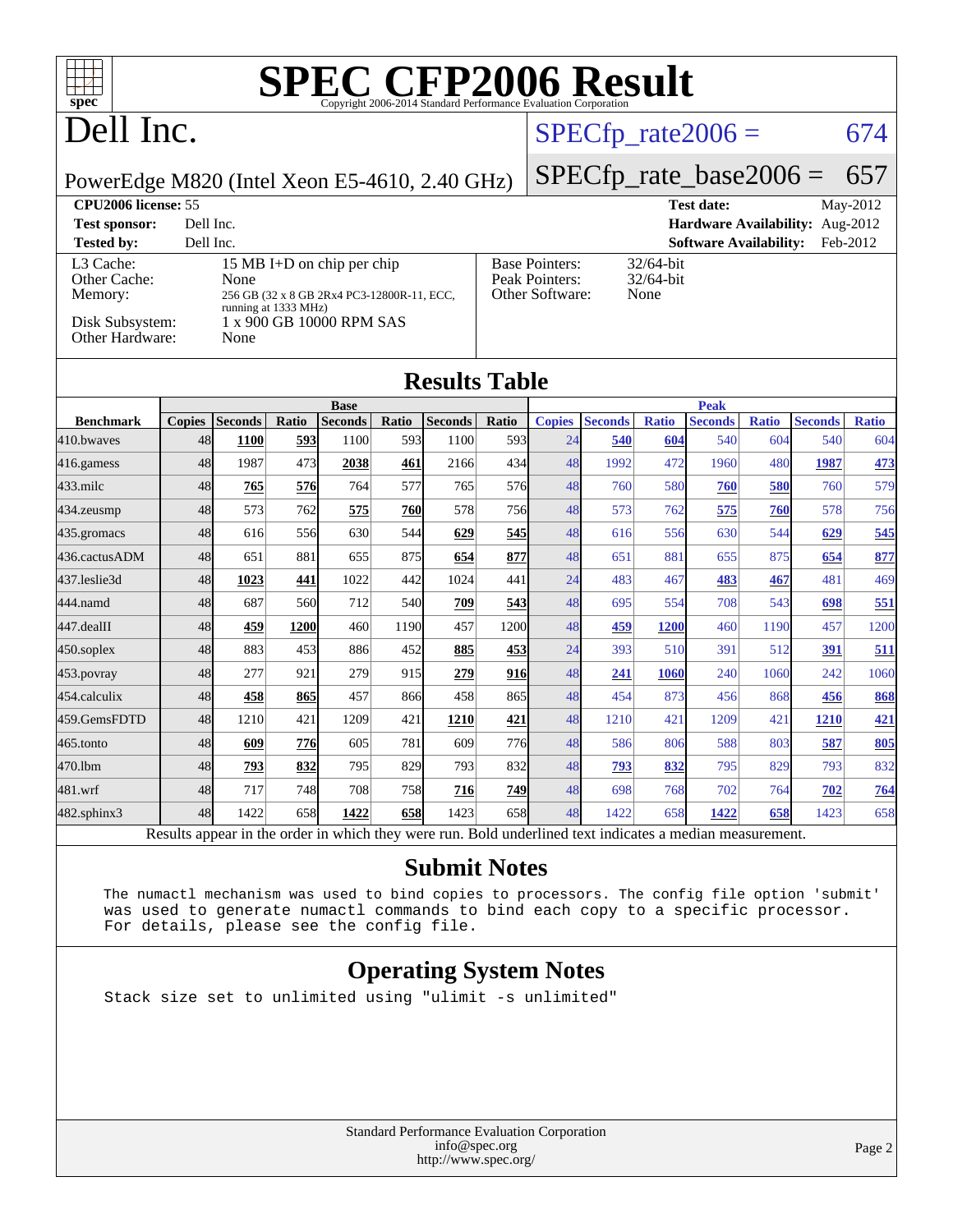# SPEC CFP2006 Result

Copyright 2006-2014 Standard Performance Evaluation Corporation

# Dell Inc.

PowerEdge M820 (Intel Xeon E5-4610, 2.40 GHz)

SPECfp_rate2006 = 674

SPECfp_rate_base2006 = 657

| | | | |
|---|---|---|---|
| **CPU2006 license:** 55 | | **Test date:** | May-2012 |
| **Test sponsor:** | Dell Inc. | **Hardware Availability:** | Aug-2012 |
| **Tested by:** | Dell Inc. | **Software Availability:** | Feb-2012 |

| | | | |
|---|---|---|---|
| L3 Cache: | 15 MB I+D on chip per chip | Base Pointers: | 32/64-bit |
| Other Cache: | None | Peak Pointers: | 32/64-bit |
| Memory: | 256 GB (32 x 8 GB 2Rx4 PC3-12800R-11, ECC, running at 1333 MHz) | Other Software: | None |
| Disk Subsystem: | 1 x 900 GB 10000 RPM SAS | | |
| Other Hardware: | None | | |

## Results Table

| | Base | | | | | | | Peak | | | | | | |
|---|---|---|---|---|---|---|---|---|---|---|---|---|---|---|
| **Benchmark** | **Copies** | **Seconds** | **Ratio** | **Seconds** | **Ratio** | **Seconds** | **Ratio** | **Copies** | **Seconds** | **Ratio** | **Seconds** | **Ratio** | **Seconds** | **Ratio** |
| 410.bwaves | 48 | **1100** | **593** | 1100 | 593 | 1100 | 593 | 24 | **540** | **604** | 540 | 604 | 540 | 604 |
| 416.gamess | 48 | 1987 | 473 | **2038** | **461** | 2166 | 434 | 48 | 1992 | 472 | 1960 | 480 | **1987** | **473** |
| 433.milc | 48 | **765** | **576** | 764 | 577 | 765 | 576 | 48 | 760 | 580 | **760** | **580** | 760 | 579 |
| 434.zeusmp | 48 | 573 | 762 | **575** | **760** | 578 | 756 | 48 | 573 | 762 | **575** | **760** | 578 | 756 |
| 435.gromacs | 48 | 616 | 556 | 630 | 544 | **629** | **545** | 48 | 616 | 556 | 630 | 544 | **629** | **545** |
| 436.cactusADM | 48 | 651 | 881 | 655 | 875 | **654** | **877** | 48 | 651 | 881 | 655 | 875 | **654** | **877** |
| 437.leslie3d | 48 | **1023** | **441** | 1022 | 442 | 1024 | 441 | 24 | 483 | 467 | **483** | **467** | 481 | 469 |
| 444.namd | 48 | 687 | 560 | 712 | 540 | **709** | **543** | 48 | 695 | 554 | 708 | 543 | **698** | **551** |
| 447.dealII | 48 | **459** | **1200** | 460 | 1190 | 457 | 1200 | 48 | **459** | **1200** | 460 | 1190 | 457 | 1200 |
| 450.soplex | 48 | 883 | 453 | 886 | 452 | **885** | **453** | 24 | 393 | 510 | 391 | 512 | **391** | **511** |
| 453.povray | 48 | 277 | 921 | 279 | 915 | **279** | **916** | 48 | **241** | **1060** | 240 | 1060 | 242 | 1060 |
| 454.calculix | 48 | **458** | **865** | 457 | 866 | 458 | 865 | 48 | 454 | 873 | 456 | 868 | **456** | **868** |
| 459.GemsFDTD | 48 | 1210 | 421 | 1209 | 421 | **1210** | **421** | 48 | 1210 | 421 | 1209 | 421 | **1210** | **421** |
| 465.tonto | 48 | **609** | **776** | 605 | 781 | 609 | 776 | 48 | 586 | 806 | 588 | 803 | **587** | **805** |
| 470.lbm | 48 | **793** | **832** | 795 | 829 | 793 | 832 | 48 | **793** | **832** | 795 | 829 | 793 | 832 |
| 481.wrf | 48 | 717 | 748 | 708 | 758 | **716** | **749** | 48 | 698 | 768 | 702 | 764 | **702** | **764** |
| 482.sphinx3 | 48 | 1422 | 658 | **1422** | **658** | 1423 | 658 | 48 | 1422 | 658 | **1422** | **658** | 1423 | 658 |

Results appear in the order in which they were run. Bold underlined text indicates a median measurement.

## Submit Notes

```
The numactl mechanism was used to bind copies to processors. The config file option 'submit'
was used to generate numactl commands to bind each copy to a specific processor.
For details, please see the config file.
```

## Operating System Notes

```
Stack size set to unlimited using "ulimit -s unlimited"
```

Standard Performance Evaluation Corporation
info@spec.org
http://www.spec.org/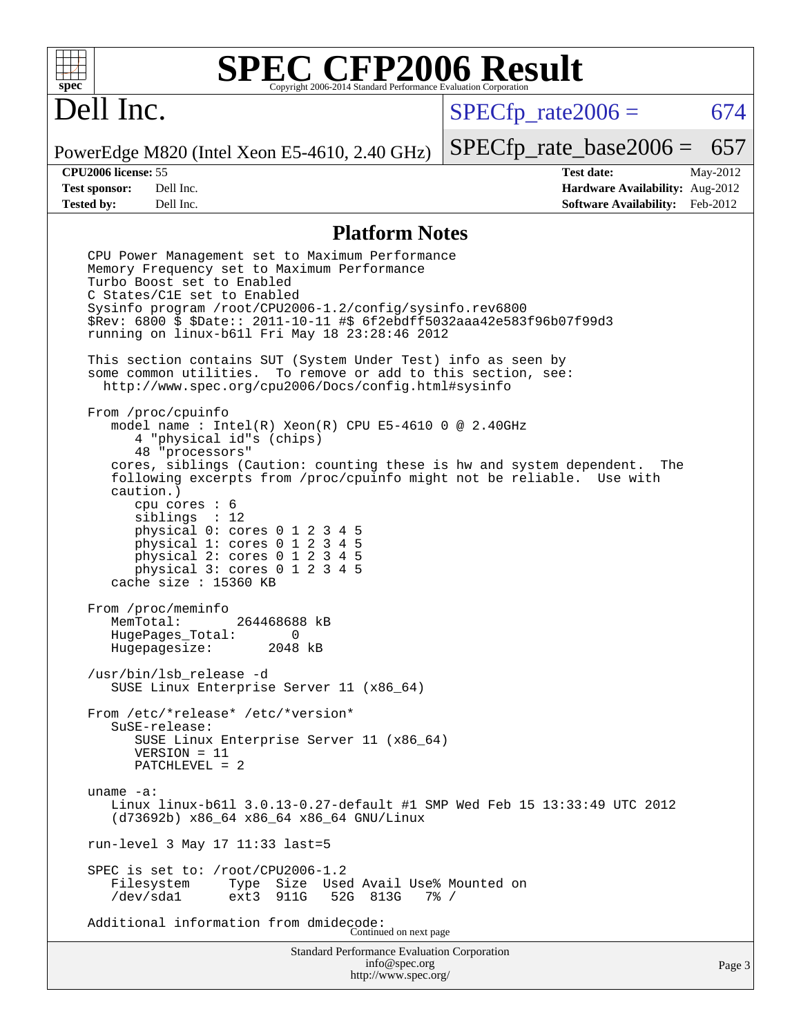# SPEC CFP2006 Result

Copyright 2006-2014 Standard Performance Evaluation Corporation

## Dell Inc.

PowerEdge M820 (Intel Xeon E5-4610, 2.40 GHz)

SPECfp_rate2006 = 674

SPECfp_rate_base2006 = 657

**CPU2006 license:** 55
**Test sponsor:** Dell Inc.
**Tested by:** Dell Inc.

**Test date:** May-2012
**Hardware Availability:** Aug-2012
**Software Availability:** Feb-2012

### Platform Notes

```
CPU Power Management set to Maximum Performance
Memory Frequency set to Maximum Performance
Turbo Boost set to Enabled
C States/C1E set to Enabled
Sysinfo program /root/CPU2006-1.2/config/sysinfo.rev6800
$Rev: 6800 $ $Date:: 2011-10-11 #$ 6f2ebdff5032aaa42e583f96b07f99d3
running on linux-b61l Fri May 18 23:28:46 2012

This section contains SUT (System Under Test) info as seen by
some common utilities.  To remove or add to this section, see:
  http://www.spec.org/cpu2006/Docs/config.html#sysinfo

From /proc/cpuinfo
   model name : Intel(R) Xeon(R) CPU E5-4610 0 @ 2.40GHz
      4 "physical id"s (chips)
      48 "processors"
   cores, siblings (Caution: counting these is hw and system dependent.  The
   following excerpts from /proc/cpuinfo might not be reliable.  Use with
   caution.)
      cpu cores : 6
      siblings  : 12
      physical 0: cores 0 1 2 3 4 5
      physical 1: cores 0 1 2 3 4 5
      physical 2: cores 0 1 2 3 4 5
      physical 3: cores 0 1 2 3 4 5
   cache size : 15360 KB

From /proc/meminfo
   MemTotal:       264468688 kB
   HugePages_Total:       0
   Hugepagesize:       2048 kB

/usr/bin/lsb_release -d
   SUSE Linux Enterprise Server 11 (x86_64)

From /etc/*release* /etc/*version*
   SuSE-release:
      SUSE Linux Enterprise Server 11 (x86_64)
      VERSION = 11
      PATCHLEVEL = 2

uname -a:
   Linux linux-b61l 3.0.13-0.27-default #1 SMP Wed Feb 15 13:33:49 UTC 2012
   (d73692b) x86_64 x86_64 x86_64 GNU/Linux

run-level 3 May 17 11:33 last=5

SPEC is set to: /root/CPU2006-1.2
   Filesystem     Type  Size  Used Avail Use% Mounted on
   /dev/sda1      ext3  911G   52G  813G   7% /

Additional information from dmidecode:
```

Continued on next page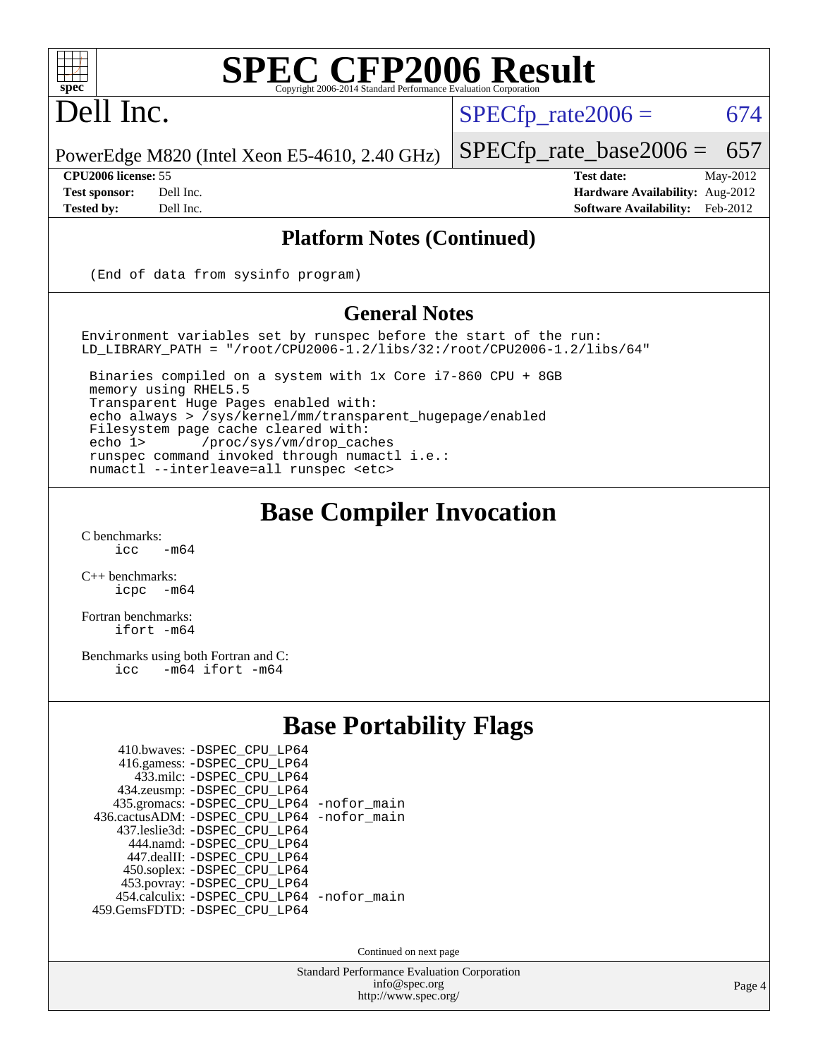# Dell Inc.

PowerEdge M820 (Intel Xeon E5-4610, 2.40 GHz)

SPECfp_rate2006 = 674

SPECfp_rate_base2006 = 657

**CPU2006 license:** 55 | **Test date:** May-2012
**Test sponsor:** Dell Inc. | **Hardware Availability:** Aug-2012
**Tested by:** Dell Inc. | **Software Availability:** Feb-2012

## Platform Notes (Continued)

```
(End of data from sysinfo program)
```

## General Notes

```
Environment variables set by runspec before the start of the run:
LD_LIBRARY_PATH = "/root/CPU2006-1.2/libs/32:/root/CPU2006-1.2/libs/64"

 Binaries compiled on a system with 1x Core i7-860 CPU + 8GB
 memory using RHEL5.5
 Transparent Huge Pages enabled with:
 echo always > /sys/kernel/mm/transparent_hugepage/enabled
 Filesystem page cache cleared with:
 echo 1>       /proc/sys/vm/drop_caches
 runspec command invoked through numactl i.e.:
 numactl --interleave=all runspec <etc>
```

# Base Compiler Invocation

C benchmarks:
```
icc   -m64
```

C++ benchmarks:
```
icpc  -m64
```

Fortran benchmarks:
```
ifort -m64
```

Benchmarks using both Fortran and C:
```
icc   -m64 ifort -m64
```

# Base Portability Flags

```
    410.bwaves: -DSPEC_CPU_LP64
    416.gamess: -DSPEC_CPU_LP64
      433.milc: -DSPEC_CPU_LP64
    434.zeusmp: -DSPEC_CPU_LP64
   435.gromacs: -DSPEC_CPU_LP64 -nofor_main
 436.cactusADM: -DSPEC_CPU_LP64 -nofor_main
   437.leslie3d: -DSPEC_CPU_LP64
     444.namd: -DSPEC_CPU_LP64
    447.dealII: -DSPEC_CPU_LP64
    450.soplex: -DSPEC_CPU_LP64
    453.povray: -DSPEC_CPU_LP64
  454.calculix: -DSPEC_CPU_LP64 -nofor_main
 459.GemsFDTD: -DSPEC_CPU_LP64
```

Continued on next page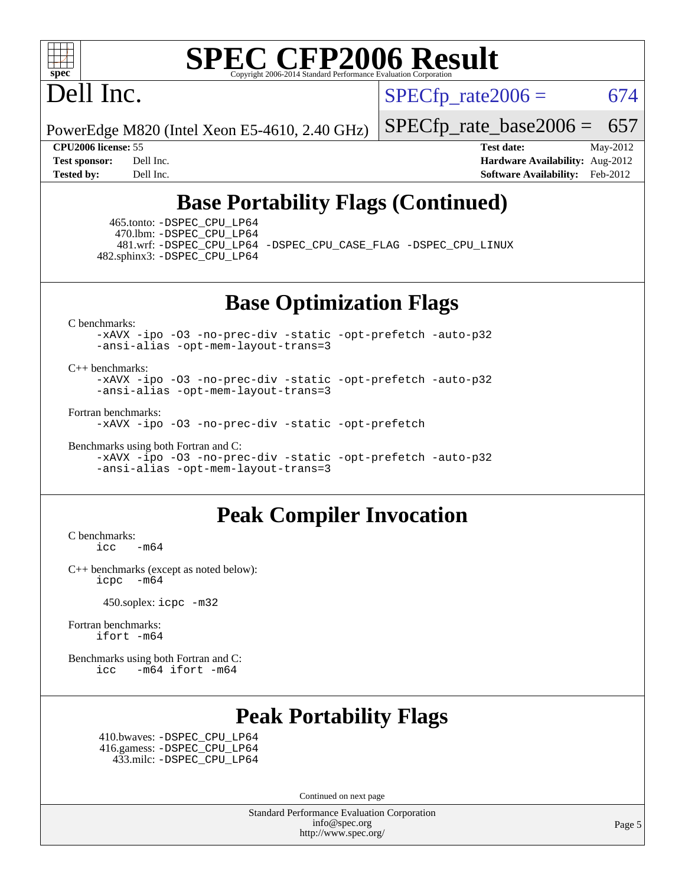## Base Portability Flags (Continued)

465.tonto: -DSPEC_CPU_LP64
470.lbm: -DSPEC_CPU_LP64
481.wrf: -DSPEC_CPU_LP64 -DSPEC_CPU_CASE_FLAG -DSPEC_CPU_LINUX
482.sphinx3: -DSPEC_CPU_LP64

## Base Optimization Flags

C benchmarks:
```
-xAVX -ipo -O3 -no-prec-div -static -opt-prefetch -auto-p32
-ansi-alias -opt-mem-layout-trans=3
```

C++ benchmarks:
```
-xAVX -ipo -O3 -no-prec-div -static -opt-prefetch -auto-p32
-ansi-alias -opt-mem-layout-trans=3
```

Fortran benchmarks:
```
-xAVX -ipo -O3 -no-prec-div -static -opt-prefetch
```

Benchmarks using both Fortran and C:
```
-xAVX -ipo -O3 -no-prec-div -static -opt-prefetch -auto-p32
-ansi-alias -opt-mem-layout-trans=3
```

## Peak Compiler Invocation

C benchmarks:
```
icc   -m64
```

C++ benchmarks (except as noted below):
```
icpc  -m64
```

450.soplex: icpc -m32

Fortran benchmarks:
```
ifort -m64
```

Benchmarks using both Fortran and C:
```
icc   -m64 ifort -m64
```

## Peak Portability Flags

410.bwaves: -DSPEC_CPU_LP64
416.gamess: -DSPEC_CPU_LP64
433.milc: -DSPEC_CPU_LP64

Continued on next page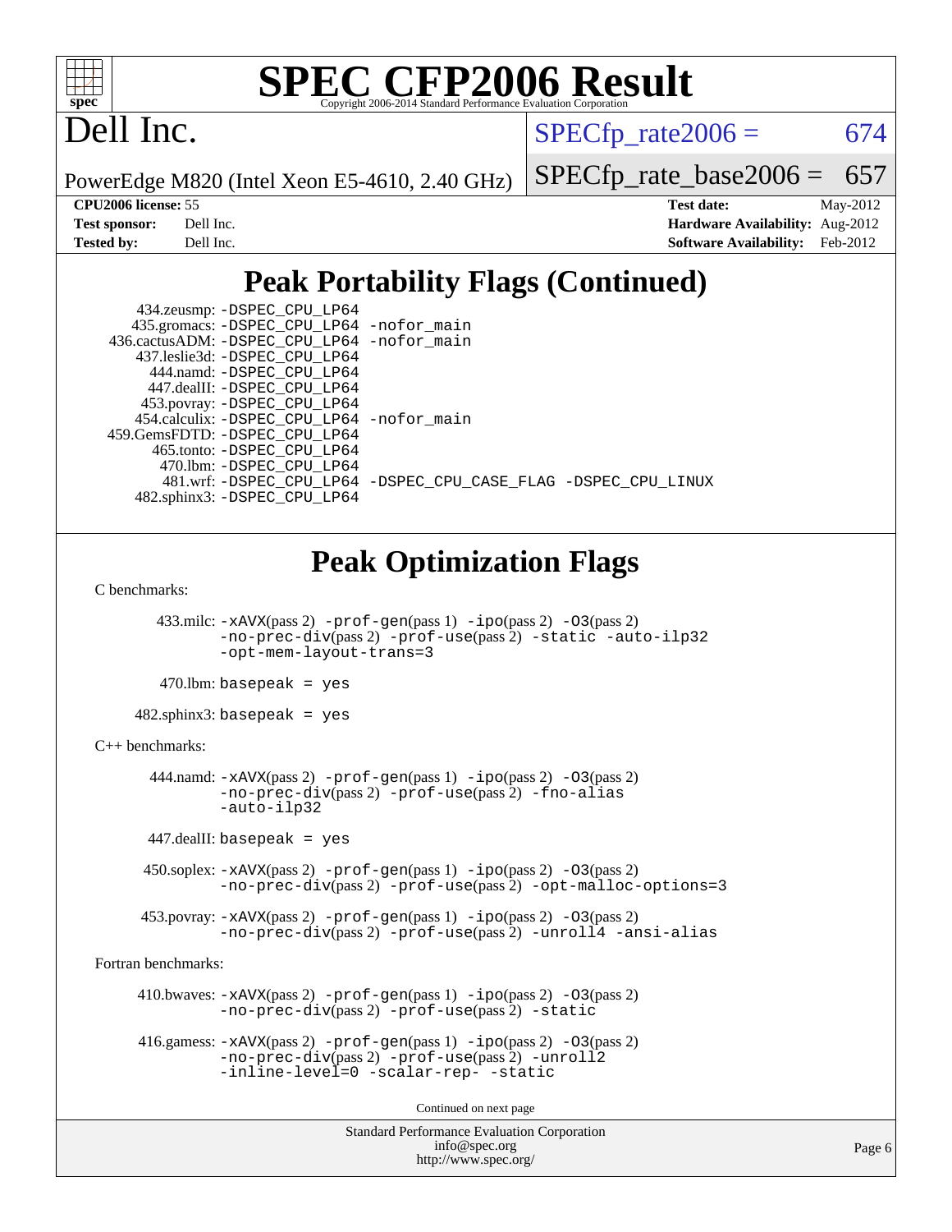# SPEC CFP2006 Result

Copyright 2006-2014 Standard Performance Evaluation Corporation

# Dell Inc.

PowerEdge M820 (Intel Xeon E5-4610, 2.40 GHz)

SPECfp_rate2006 = 674

SPECfp_rate_base2006 = 657

**CPU2006 license:** 55
**Test sponsor:** Dell Inc.
**Tested by:** Dell Inc.

**Test date:** May-2012
**Hardware Availability:** Aug-2012
**Software Availability:** Feb-2012

## Peak Portability Flags (Continued)

434.zeusmp: -DSPEC_CPU_LP64
435.gromacs: -DSPEC_CPU_LP64 -nofor_main
436.cactusADM: -DSPEC_CPU_LP64 -nofor_main
437.leslie3d: -DSPEC_CPU_LP64
444.namd: -DSPEC_CPU_LP64
447.dealII: -DSPEC_CPU_LP64
453.povray: -DSPEC_CPU_LP64
454.calculix: -DSPEC_CPU_LP64 -nofor_main
459.GemsFDTD: -DSPEC_CPU_LP64
465.tonto: -DSPEC_CPU_LP64
470.lbm: -DSPEC_CPU_LP64
481.wrf: -DSPEC_CPU_LP64 -DSPEC_CPU_CASE_FLAG -DSPEC_CPU_LINUX
482.sphinx3: -DSPEC_CPU_LP64

## Peak Optimization Flags

C benchmarks:

433.milc: -xAVX(pass 2) -prof-gen(pass 1) -ipo(pass 2) -O3(pass 2) -no-prec-div(pass 2) -prof-use(pass 2) -static -auto-ilp32 -opt-mem-layout-trans=3

470.lbm: basepeak = yes

482.sphinx3: basepeak = yes

C++ benchmarks:

444.namd: -xAVX(pass 2) -prof-gen(pass 1) -ipo(pass 2) -O3(pass 2) -no-prec-div(pass 2) -prof-use(pass 2) -fno-alias -auto-ilp32

447.dealII: basepeak = yes

450.soplex: -xAVX(pass 2) -prof-gen(pass 1) -ipo(pass 2) -O3(pass 2) -no-prec-div(pass 2) -prof-use(pass 2) -opt-malloc-options=3

453.povray: -xAVX(pass 2) -prof-gen(pass 1) -ipo(pass 2) -O3(pass 2) -no-prec-div(pass 2) -prof-use(pass 2) -unroll4 -ansi-alias

Fortran benchmarks:

410.bwaves: -xAVX(pass 2) -prof-gen(pass 1) -ipo(pass 2) -O3(pass 2) -no-prec-div(pass 2) -prof-use(pass 2) -static

416.gamess: -xAVX(pass 2) -prof-gen(pass 1) -ipo(pass 2) -O3(pass 2) -no-prec-div(pass 2) -prof-use(pass 2) -unroll2 -inline-level=0 -scalar-rep- -static

Continued on next page

Standard Performance Evaluation Corporation
info@spec.org
http://www.spec.org/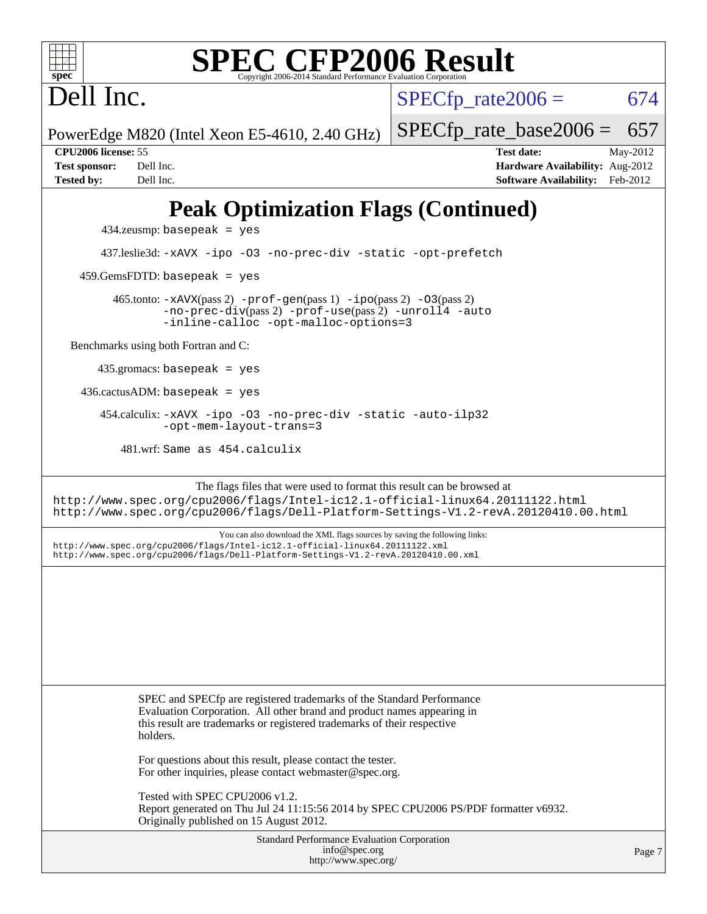# Peak Optimization Flags (Continued)

434.zeusmp: basepeak = yes

437.leslie3d: -xAVX -ipo -O3 -no-prec-div -static -opt-prefetch

459.GemsFDTD: basepeak = yes

465.tonto: -xAVX(pass 2) -prof-gen(pass 1) -ipo(pass 2) -O3(pass 2) -no-prec-div(pass 2) -prof-use(pass 2) -unroll4 -auto -inline-calloc -opt-malloc-options=3

Benchmarks using both Fortran and C:

435.gromacs: basepeak = yes

436.cactusADM: basepeak = yes

454.calculix: -xAVX -ipo -O3 -no-prec-div -static -auto-ilp32 -opt-mem-layout-trans=3

481.wrf: Same as 454.calculix

The flags files that were used to format this result can be browsed at
http://www.spec.org/cpu2006/flags/Intel-ic12.1-official-linux64.20111122.html
http://www.spec.org/cpu2006/flags/Dell-Platform-Settings-V1.2-revA.20120410.00.html

You can also download the XML flags sources by saving the following links:
http://www.spec.org/cpu2006/flags/Intel-ic12.1-official-linux64.20111122.xml
http://www.spec.org/cpu2006/flags/Dell-Platform-Settings-V1.2-revA.20120410.00.xml

SPEC and SPECfp are registered trademarks of the Standard Performance Evaluation Corporation. All other brand and product names appearing in this result are trademarks or registered trademarks of their respective holders.

For questions about this result, please contact the tester.
For other inquiries, please contact webmaster@spec.org.

Tested with SPEC CPU2006 v1.2.
Report generated on Thu Jul 24 11:15:56 2014 by SPEC CPU2006 PS/PDF formatter v6932.
Originally published on 15 August 2012.